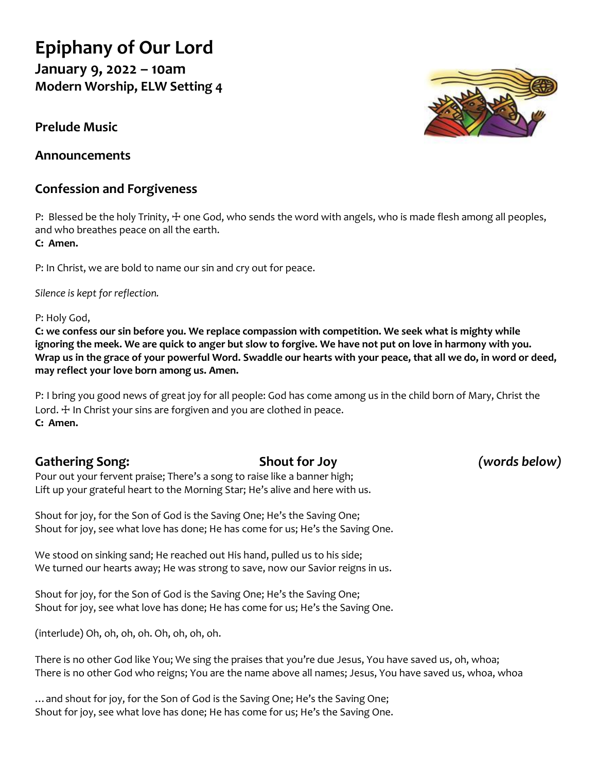# Epiphany of Our Lord

### January 9, 2022 – 10am
### Modern Worship, ELW Setting 4

## Prelude Music

## Announcements

## Confession and Forgiveness

P: Blessed be the holy Trinity, ☩ one God, who sends the word with angels, who is made flesh among all peoples, and who breathes peace on all the earth.
**C: Amen.**

P: In Christ, we are bold to name our sin and cry out for peace.

*Silence is kept for reflection.*

P: Holy God,
**C: we confess our sin before you. We replace compassion with competition. We seek what is mighty while ignoring the meek. We are quick to anger but slow to forgive. We have not put on love in harmony with you. Wrap us in the grace of your powerful Word. Swaddle our hearts with your peace, that all we do, in word or deed, may reflect your love born among us. Amen.**

P: I bring you good news of great joy for all people: God has come among us in the child born of Mary, Christ the Lord. ☩ In Christ your sins are forgiven and you are clothed in peace.
**C: Amen.**

## Gathering Song: Shout for Joy *(words below)*

Pour out your fervent praise; There's a song to raise like a banner high;
Lift up your grateful heart to the Morning Star; He's alive and here with us.

Shout for joy, for the Son of God is the Saving One; He's the Saving One;
Shout for joy, see what love has done; He has come for us; He's the Saving One.

We stood on sinking sand; He reached out His hand, pulled us to his side;
We turned our hearts away; He was strong to save, now our Savior reigns in us.

Shout for joy, for the Son of God is the Saving One; He's the Saving One;
Shout for joy, see what love has done; He has come for us; He's the Saving One.

(interlude) Oh, oh, oh, oh. Oh, oh, oh, oh.

There is no other God like You; We sing the praises that you're due Jesus, You have saved us, oh, whoa;
There is no other God who reigns; You are the name above all names; Jesus, You have saved us, whoa, whoa

…and shout for joy, for the Son of God is the Saving One; He's the Saving One;
Shout for joy, see what love has done; He has come for us; He's the Saving One.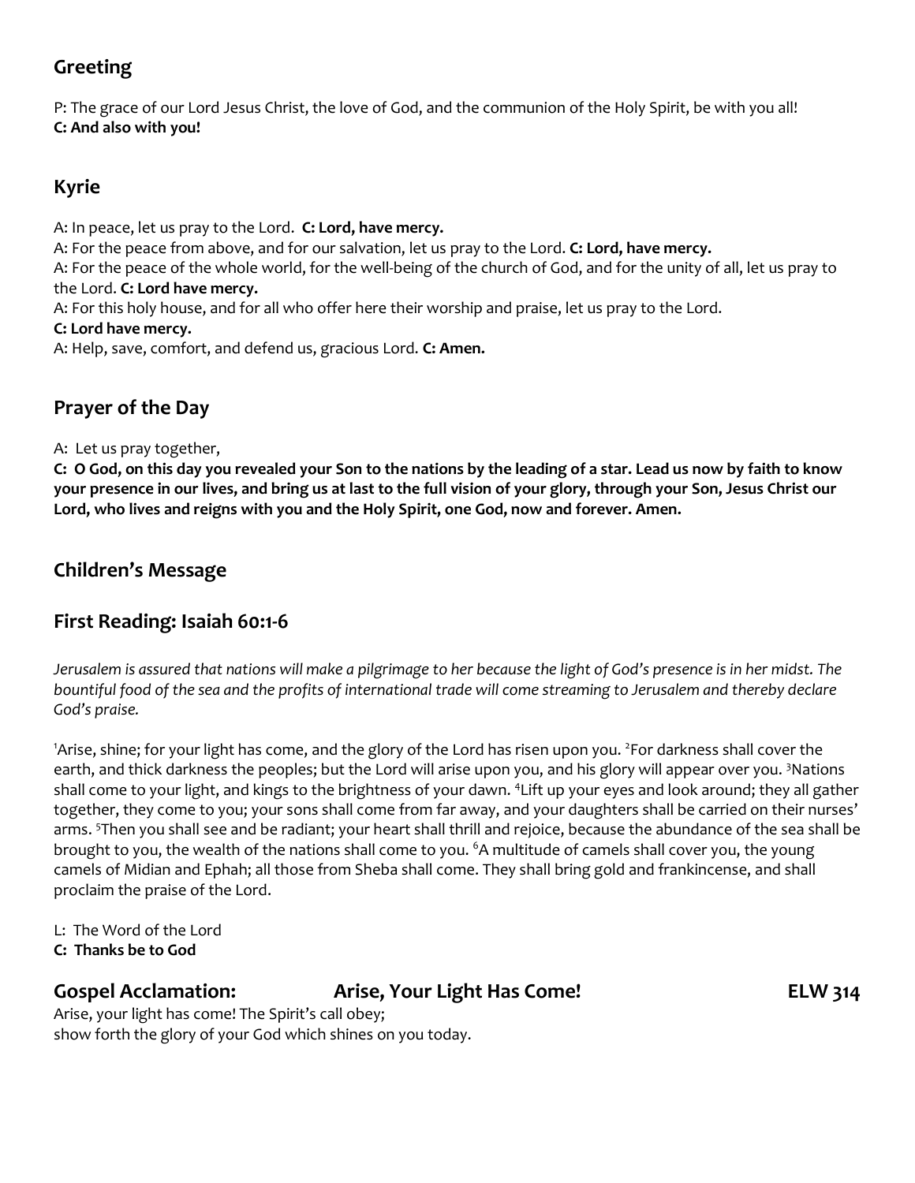## Greeting

P: The grace of our Lord Jesus Christ, the love of God, and the communion of the Holy Spirit, be with you all!
**C: And also with you!**

## Kyrie

A: In peace, let us pray to the Lord. **C: Lord, have mercy.**
A: For the peace from above, and for our salvation, let us pray to the Lord. **C: Lord, have mercy.**
A: For the peace of the whole world, for the well-being of the church of God, and for the unity of all, let us pray to the Lord. **C: Lord have mercy.**
A: For this holy house, and for all who offer here their worship and praise, let us pray to the Lord.
**C: Lord have mercy.**
A: Help, save, comfort, and defend us, gracious Lord. **C: Amen.**

## Prayer of the Day

A: Let us pray together,
**C: O God, on this day you revealed your Son to the nations by the leading of a star. Lead us now by faith to know your presence in our lives, and bring us at last to the full vision of your glory, through your Son, Jesus Christ our Lord, who lives and reigns with you and the Holy Spirit, one God, now and forever. Amen.**

## Children's Message

## First Reading: Isaiah 60:1-6

*Jerusalem is assured that nations will make a pilgrimage to her because the light of God's presence is in her midst. The bountiful food of the sea and the profits of international trade will come streaming to Jerusalem and thereby declare God's praise.*

[1]Arise, shine; for your light has come, and the glory of the Lord has risen upon you. [2]For darkness shall cover the earth, and thick darkness the peoples; but the Lord will arise upon you, and his glory will appear over you. [3]Nations shall come to your light, and kings to the brightness of your dawn. [4]Lift up your eyes and look around; they all gather together, they come to you; your sons shall come from far away, and your daughters shall be carried on their nurses' arms. [5]Then you shall see and be radiant; your heart shall thrill and rejoice, because the abundance of the sea shall be brought to you, the wealth of the nations shall come to you. [6]A multitude of camels shall cover you, the young camels of Midian and Ephah; all those from Sheba shall come. They shall bring gold and frankincense, and shall proclaim the praise of the Lord.

L: The Word of the Lord
**C: Thanks be to God**

## Gospel Acclamation: Arise, Your Light Has Come! ELW 314

Arise, your light has come! The Spirit's call obey;
show forth the glory of your God which shines on you today.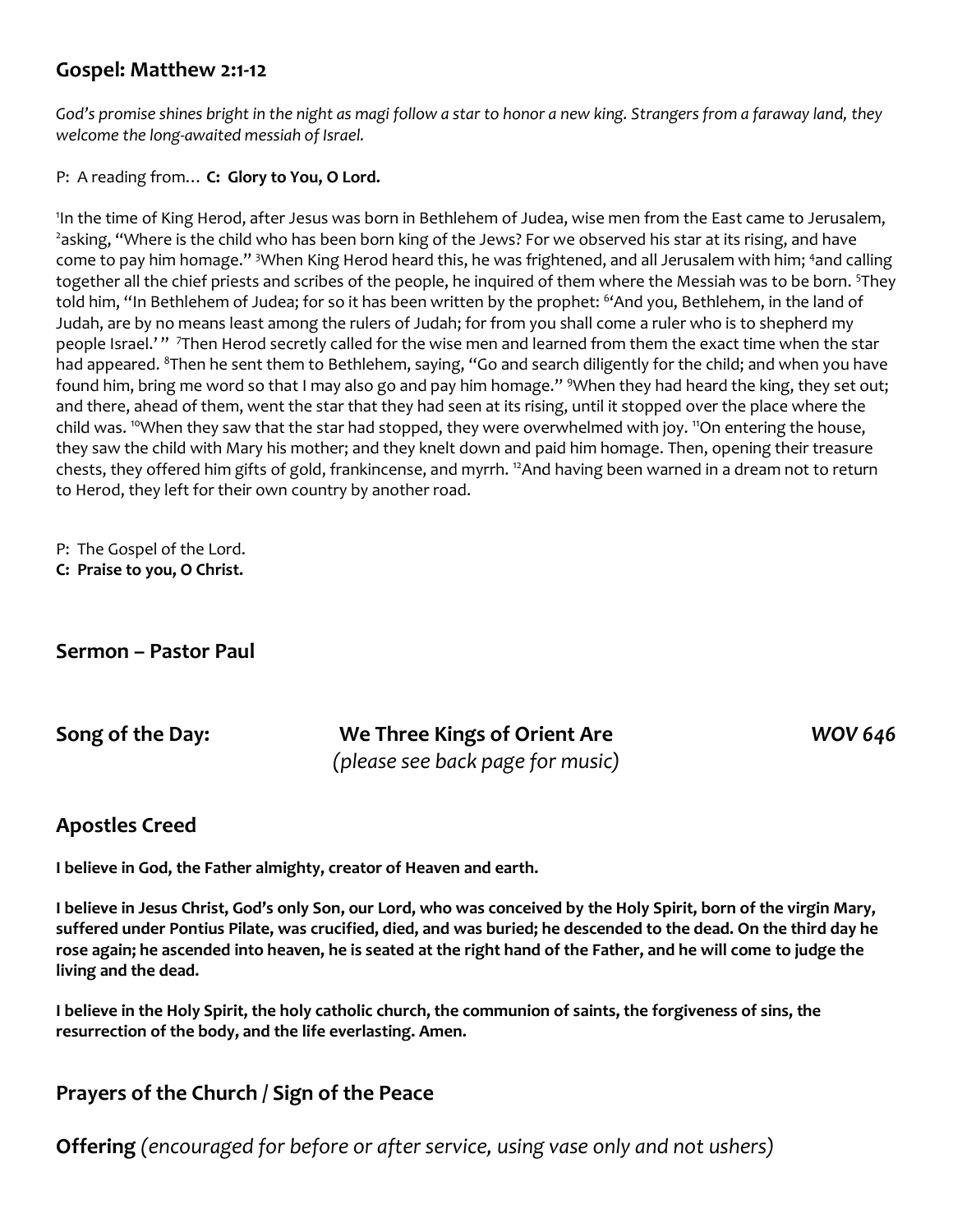## Gospel: Matthew 2:1-12

*God's promise shines bright in the night as magi follow a star to honor a new king. Strangers from a faraway land, they welcome the long-awaited messiah of Israel.*

P: A reading from… **C: Glory to You, O Lord.**

[1]In the time of King Herod, after Jesus was born in Bethlehem of Judea, wise men from the East came to Jerusalem, [2]asking, "Where is the child who has been born king of the Jews? For we observed his star at its rising, and have come to pay him homage." [3]When King Herod heard this, he was frightened, and all Jerusalem with him; [4]and calling together all the chief priests and scribes of the people, he inquired of them where the Messiah was to be born. [5]They told him, "In Bethlehem of Judea; for so it has been written by the prophet: [6]'And you, Bethlehem, in the land of Judah, are by no means least among the rulers of Judah; for from you shall come a ruler who is to shepherd my people Israel.' " [7]Then Herod secretly called for the wise men and learned from them the exact time when the star had appeared. [8]Then he sent them to Bethlehem, saying, "Go and search diligently for the child; and when you have found him, bring me word so that I may also go and pay him homage." [9]When they had heard the king, they set out; and there, ahead of them, went the star that they had seen at its rising, until it stopped over the place where the child was. [10]When they saw that the star had stopped, they were overwhelmed with joy. [11]On entering the house, they saw the child with Mary his mother; and they knelt down and paid him homage. Then, opening their treasure chests, they offered him gifts of gold, frankincense, and myrrh. [12]And having been warned in a dream not to return to Herod, they left for their own country by another road.

P: The Gospel of the Lord.
**C: Praise to you, O Christ.**

## Sermon – Pastor Paul

## Song of the Day: We Three Kings of Orient Are *WOV 646*

*(please see back page for music)*

## Apostles Creed

**I believe in God, the Father almighty, creator of Heaven and earth.**

**I believe in Jesus Christ, God's only Son, our Lord, who was conceived by the Holy Spirit, born of the virgin Mary, suffered under Pontius Pilate, was crucified, died, and was buried; he descended to the dead. On the third day he rose again; he ascended into heaven, he is seated at the right hand of the Father, and he will come to judge the living and the dead.**

**I believe in the Holy Spirit, the holy catholic church, the communion of saints, the forgiveness of sins, the resurrection of the body, and the life everlasting. Amen.**

## Prayers of the Church / Sign of the Peace

**Offering** *(encouraged for before or after service, using vase only and not ushers)*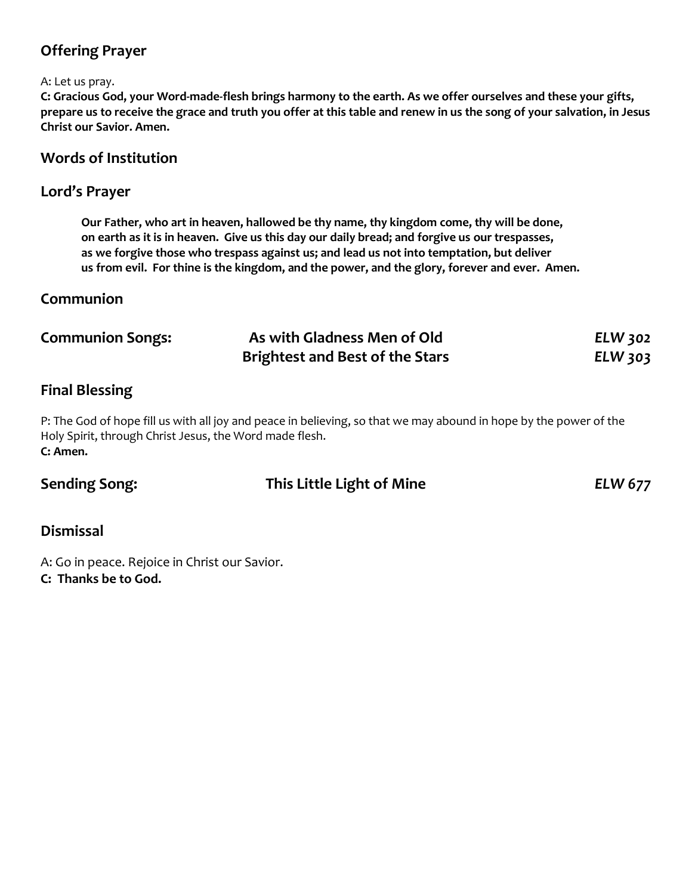## Offering Prayer

A: Let us pray.
**C: Gracious God, your Word-made-flesh brings harmony to the earth. As we offer ourselves and these your gifts, prepare us to receive the grace and truth you offer at this table and renew in us the song of your salvation, in Jesus Christ our Savior. Amen.**

## Words of Institution

## Lord's Prayer

> **Our Father, who art in heaven, hallowed be thy name, thy kingdom come, thy will be done, on earth as it is in heaven. Give us this day our daily bread; and forgive us our trespasses, as we forgive those who trespass against us; and lead us not into temptation, but deliver us from evil. For thine is the kingdom, and the power, and the glory, forever and ever. Amen.**

## Communion

**Communion Songs:** **As with Gladness Men of Old** *ELW 302*
**Brightest and Best of the Stars** *ELW 303*

## Final Blessing

P: The God of hope fill us with all joy and peace in believing, so that we may abound in hope by the power of the Holy Spirit, through Christ Jesus, the Word made flesh.
**C: Amen.**

**Sending Song:** **This Little Light of Mine** *ELW 677*

## Dismissal

A: Go in peace. Rejoice in Christ our Savior.
**C: Thanks be to God.**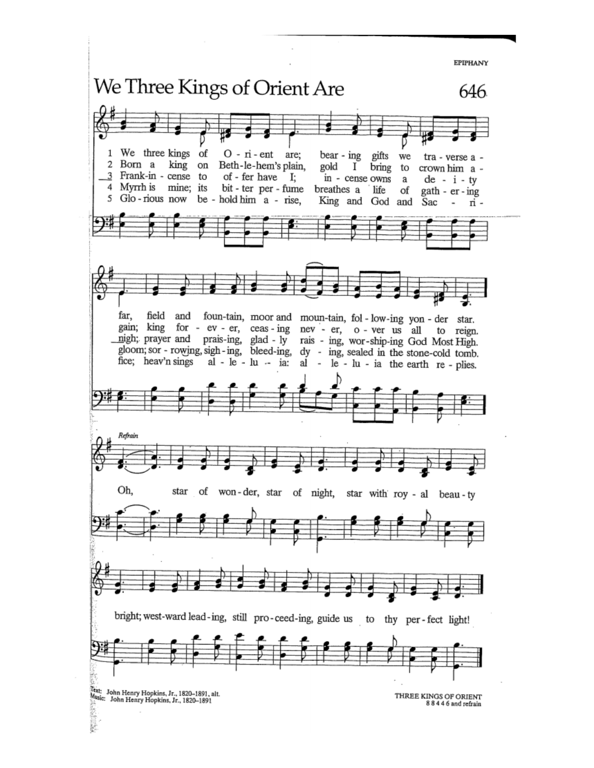# We Three Kings of Orient Are

**646**

1 We three kings of Orient are; bearing gifts we traverse afar, field and fountain, moor and mountain, following yonder star.

2 Born a king on Bethlehem's plain, gold I bring to crown him again; king for ever, ceasing never, over us all to reign.

3 Frankincense to offer have I; incense owns a deity nigh; prayer and praising, gladly raising, worshiping God Most High.

4 Myrrh is mine; its bitter perfume breathes a life of gathering gloom; sorrowing, sighing, bleeding, dying, sealed in the stone-cold tomb.

5 Glorious now behold him arise, King and God and Sacrifice; heav'n sings alleluia: alleluia the earth replies.

*Refrain*

Oh, star of wonder, star of night, star with royal beauty bright; westward leading, still proceeding, guide us to thy perfect light!

Text: John Henry Hopkins, Jr., 1820–1891, alt.
Music: John Henry Hopkins, Jr., 1820–1891

THREE KINGS OF ORIENT
8 8 4 4 6 and refrain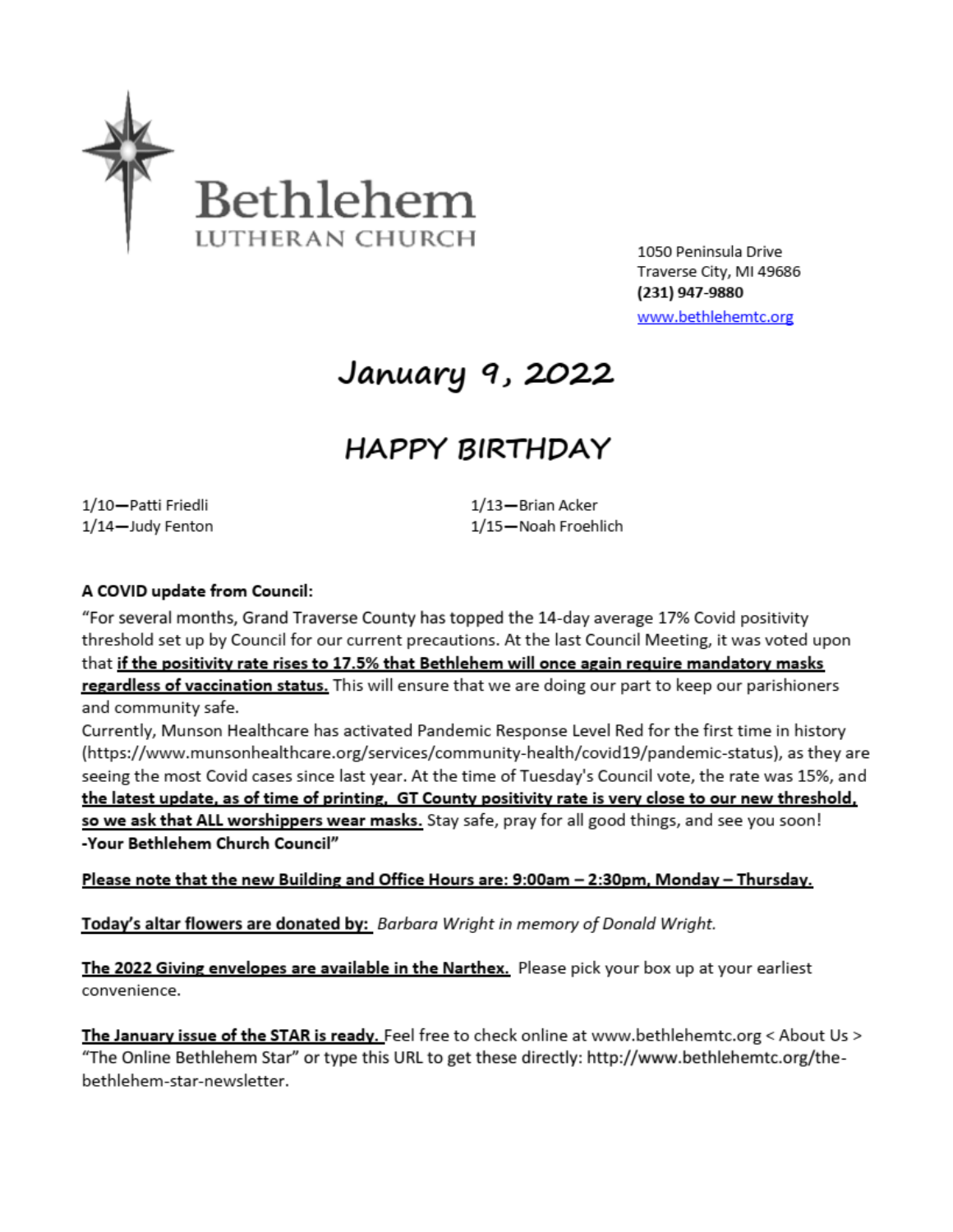# Bethlehem

LUTHERAN CHURCH

1050 Peninsula Drive
Traverse City, MI 49686
**(231) 947-9880**
www.bethlehemtc.org

# January 9, 2022

## HAPPY BIRTHDAY

1/10—Patti Friedli
1/13—Brian Acker
1/14—Judy Fenton
1/15—Noah Froehlich

**A COVID update from Council:**

"For several months, Grand Traverse County has topped the 14-day average 17% Covid positivity threshold set up by Council for our current precautions. At the last Council Meeting, it was voted upon that **if the positivity rate rises to 17.5% that Bethlehem will once again require mandatory masks regardless of vaccination status.** This will ensure that we are doing our part to keep our parishioners and community safe.

Currently, Munson Healthcare has activated Pandemic Response Level Red for the first time in history (https://www.munsonhealthcare.org/services/community-health/covid19/pandemic-status), as they are seeing the most Covid cases since last year. At the time of Tuesday's Council vote, the rate was 15%, and **the latest update, as of time of printing, GT County positivity rate is very close to our new threshold, so we ask that ALL worshippers wear masks.** Stay safe, pray for all good things, and see you soon!

**-Your Bethlehem Church Council"**

**Please note that the new Building and Office Hours are: 9:00am – 2:30pm, Monday – Thursday.**

**Today's altar flowers are donated by:** *Barbara Wright in memory of Donald Wright.*

**The 2022 Giving envelopes are available in the Narthex.** Please pick your box up at your earliest convenience.

**The January issue of the STAR is ready.** Feel free to check online at www.bethlehemtc.org < About Us > "The Online Bethlehem Star" or type this URL to get these directly: http://www.bethlehemtc.org/the-bethlehem-star-newsletter.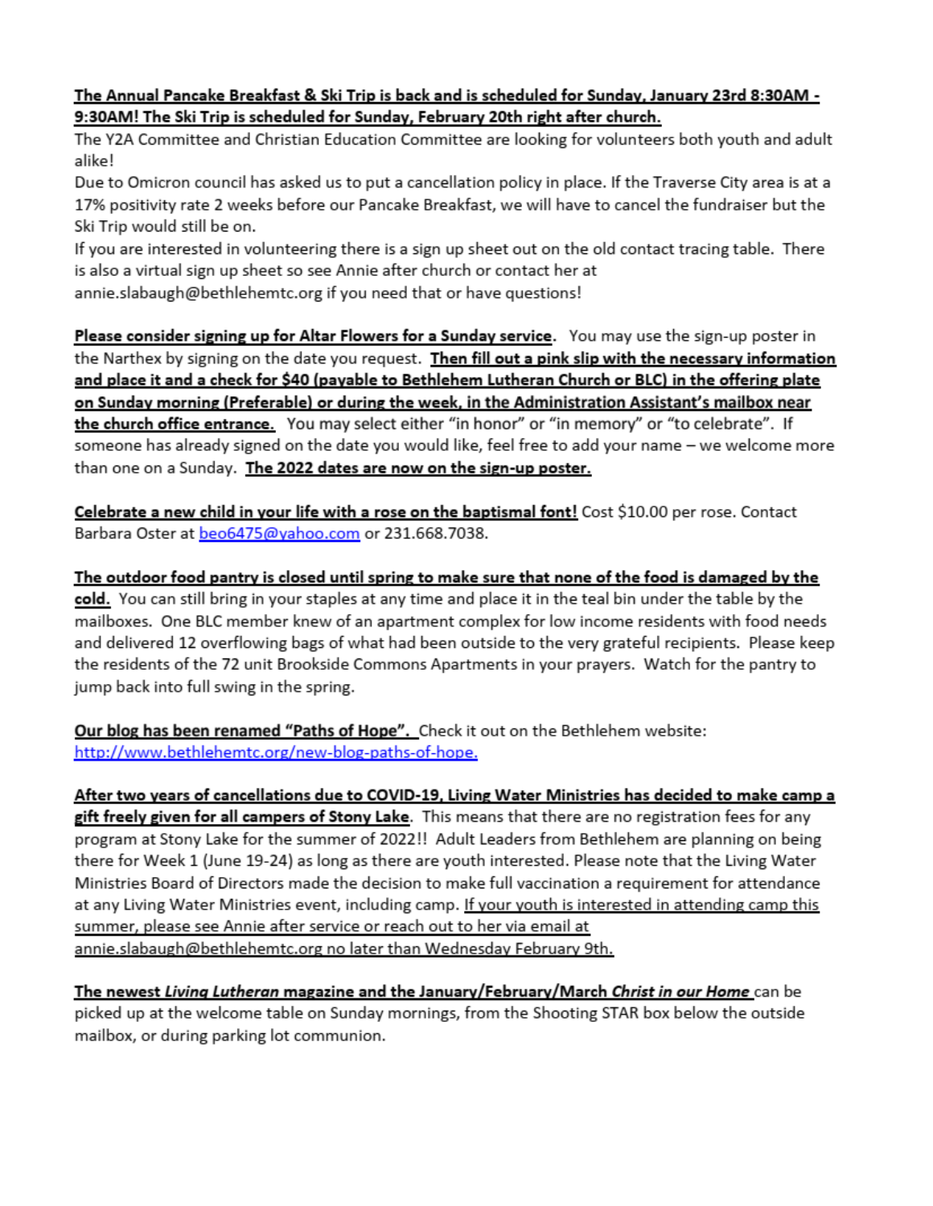**The Annual Pancake Breakfast & Ski Trip is back and is scheduled for Sunday, January 23rd 8:30AM - 9:30AM! The Ski Trip is scheduled for Sunday, February 20th right after church.**

The Y2A Committee and Christian Education Committee are looking for volunteers both youth and adult alike!

Due to Omicron council has asked us to put a cancellation policy in place. If the Traverse City area is at a 17% positivity rate 2 weeks before our Pancake Breakfast, we will have to cancel the fundraiser but the Ski Trip would still be on.

If you are interested in volunteering there is a sign up sheet out on the old contact tracing table. There is also a virtual sign up sheet so see Annie after church or contact her at annie.slabaugh@bethlehemtc.org if you need that or have questions!

**Please consider signing up for Altar Flowers for a Sunday service**. You may use the sign-up poster in the Narthex by signing on the date you request. **Then fill out a pink slip with the necessary information and place it and a check for $40 (payable to Bethlehem Lutheran Church or BLC) in the offering plate on Sunday morning (Preferable) or during the week, in the Administration Assistant's mailbox near the church office entrance.** You may select either "in honor" or "in memory" or "to celebrate". If someone has already signed on the date you would like, feel free to add your name – we welcome more than one on a Sunday. **The 2022 dates are now on the sign-up poster.**

**Celebrate a new child in your life with a rose on the baptismal font!** Cost $10.00 per rose. Contact Barbara Oster at beo6475@yahoo.com or 231.668.7038.

**The outdoor food pantry is closed until spring to make sure that none of the food is damaged by the cold.** You can still bring in your staples at any time and place it in the teal bin under the table by the mailboxes. One BLC member knew of an apartment complex for low income residents with food needs and delivered 12 overflowing bags of what had been outside to the very grateful recipients. Please keep the residents of the 72 unit Brookside Commons Apartments in your prayers. Watch for the pantry to jump back into full swing in the spring.

**Our blog has been renamed "Paths of Hope".** Check it out on the Bethlehem website: http://www.bethlehemtc.org/new-blog-paths-of-hope.

**After two years of cancellations due to COVID-19, Living Water Ministries has decided to make camp a gift freely given for all campers of Stony Lake**. This means that there are no registration fees for any program at Stony Lake for the summer of 2022!! Adult Leaders from Bethlehem are planning on being there for Week 1 (June 19-24) as long as there are youth interested. Please note that the Living Water Ministries Board of Directors made the decision to make full vaccination a requirement for attendance at any Living Water Ministries event, including camp. If your youth is interested in attending camp this summer, please see Annie after service or reach out to her via email at annie.slabaugh@bethlehemtc.org no later than Wednesday February 9th.

**The newest *Living Lutheran* magazine and the January/February/March *Christ in our Home*** can be picked up at the welcome table on Sunday mornings, from the Shooting STAR box below the outside mailbox, or during parking lot communion.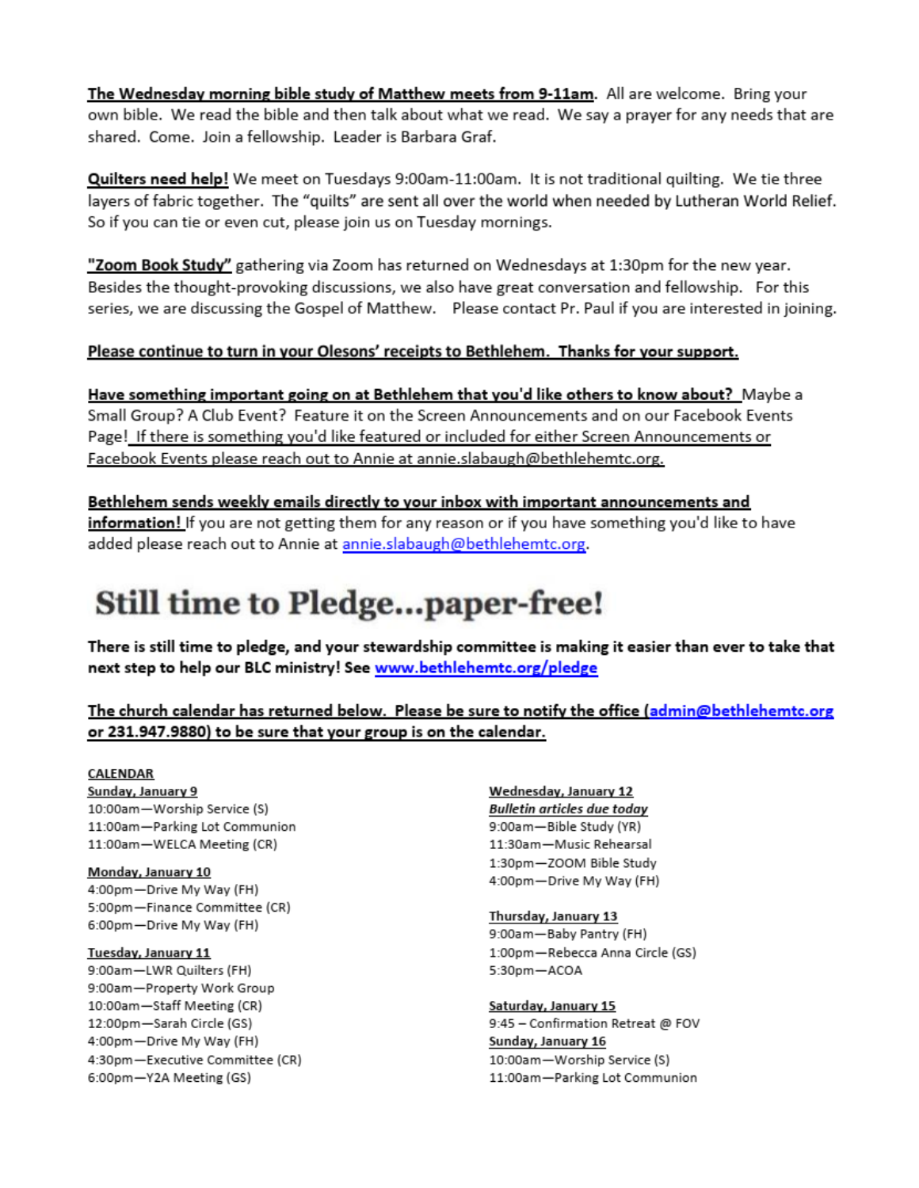**The Wednesday morning bible study of Matthew meets from 9-11am**. All are welcome. Bring your own bible. We read the bible and then talk about what we read. We say a prayer for any needs that are shared. Come. Join a fellowship. Leader is Barbara Graf.

**Quilters need help!** We meet on Tuesdays 9:00am-11:00am. It is not traditional quilting. We tie three layers of fabric together. The "quilts" are sent all over the world when needed by Lutheran World Relief. So if you can tie or even cut, please join us on Tuesday mornings.

**"Zoom Book Study"** gathering via Zoom has returned on Wednesdays at 1:30pm for the new year. Besides the thought-provoking discussions, we also have great conversation and fellowship. For this series, we are discussing the Gospel of Matthew. Please contact Pr. Paul if you are interested in joining.

**Please continue to turn in your Olesons' receipts to Bethlehem. Thanks for your support.**

**Have something important going on at Bethlehem that you'd like others to know about?** Maybe a Small Group? A Club Event? Feature it on the Screen Announcements and on our Facebook Events Page! If there is something you'd like featured or included for either Screen Announcements or Facebook Events please reach out to Annie at annie.slabaugh@bethlehemtc.org.

**Bethlehem sends weekly emails directly to your inbox with important announcements and information!** If you are not getting them for any reason or if you have something you'd like to have added please reach out to Annie at annie.slabaugh@bethlehemtc.org.

# Still time to Pledge...paper-free!

**There is still time to pledge, and your stewardship committee is making it easier than ever to take that next step to help our BLC ministry! See www.bethlehemtc.org/pledge**

**The church calendar has returned below. Please be sure to notify the office (admin@bethlehemtc.org or 231.947.9880) to be sure that your group is on the calendar.**

CALENDAR

Sunday, January 9
10:00am—Worship Service (S)
11:00am—Parking Lot Communion
11:00am—WELCA Meeting (CR)

Monday, January 10
4:00pm—Drive My Way (FH)
5:00pm—Finance Committee (CR)
6:00pm—Drive My Way (FH)

Tuesday, January 11
9:00am—LWR Quilters (FH)
9:00am—Property Work Group
10:00am—Staff Meeting (CR)
12:00pm—Sarah Circle (GS)
4:00pm—Drive My Way (FH)
4:30pm—Executive Committee (CR)
6:00pm—Y2A Meeting (GS)

Wednesday, January 12
***Bulletin articles due today***
9:00am—Bible Study (YR)
11:30am—Music Rehearsal
1:30pm—ZOOM Bible Study
4:00pm—Drive My Way (FH)

Thursday, January 13
9:00am—Baby Pantry (FH)
1:00pm—Rebecca Anna Circle (GS)
5:30pm—ACOA

Saturday, January 15
9:45 – Confirmation Retreat @ FOV

Sunday, January 16
10:00am—Worship Service (S)
11:00am—Parking Lot Communion